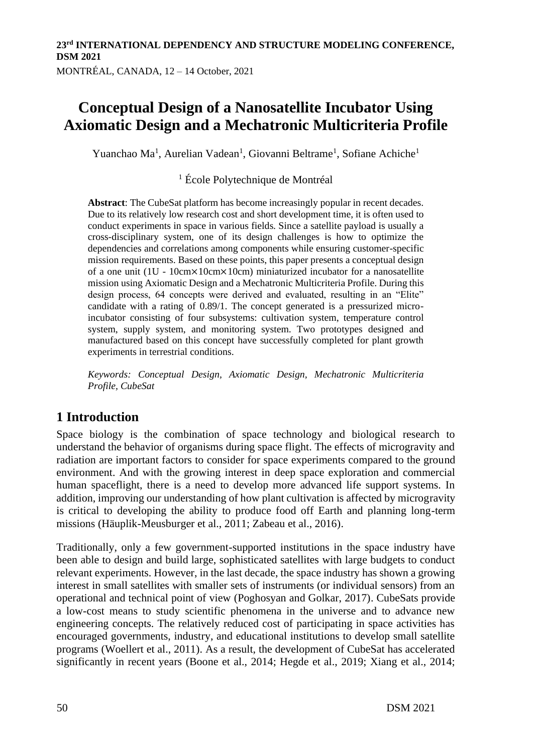# Conceptual Design of a Nanosatellite Incubator Using Axiomatic Design and a Mechatronic Multicriteria Profile

Yuanchao Ma[1], Aurelian Vadean[1], Giovanni Beltrame[1], Sofiane Achiche[1]

[1] École Polytechnique de Montréal

**Abstract**: The CubeSat platform has become increasingly popular in recent decades. Due to its relatively low research cost and short development time, it is often used to conduct experiments in space in various fields. Since a satellite payload is usually a cross-disciplinary system, one of its design challenges is how to optimize the dependencies and correlations among components while ensuring customer-specific mission requirements. Based on these points, this paper presents a conceptual design of a one unit (1U - 10cm×10cm×10cm) miniaturized incubator for a nanosatellite mission using Axiomatic Design and a Mechatronic Multicriteria Profile. During this design process, 64 concepts were derived and evaluated, resulting in an "Elite" candidate with a rating of 0.89/1. The concept generated is a pressurized micro-incubator consisting of four subsystems: cultivation system, temperature control system, supply system, and monitoring system. Two prototypes designed and manufactured based on this concept have successfully completed for plant growth experiments in terrestrial conditions.

*Keywords: Conceptual Design, Axiomatic Design, Mechatronic Multicriteria Profile, CubeSat*

## 1 Introduction

Space biology is the combination of space technology and biological research to understand the behavior of organisms during space flight. The effects of microgravity and radiation are important factors to consider for space experiments compared to the ground environment. And with the growing interest in deep space exploration and commercial human spaceflight, there is a need to develop more advanced life support systems. In addition, improving our understanding of how plant cultivation is affected by microgravity is critical to developing the ability to produce food off Earth and planning long-term missions (Häuplik-Meusburger et al., 2011; Zabeau et al., 2016).

Traditionally, only a few government-supported institutions in the space industry have been able to design and build large, sophisticated satellites with large budgets to conduct relevant experiments. However, in the last decade, the space industry has shown a growing interest in small satellites with smaller sets of instruments (or individual sensors) from an operational and technical point of view (Poghosyan and Golkar, 2017). CubeSats provide a low-cost means to study scientific phenomena in the universe and to advance new engineering concepts. The relatively reduced cost of participating in space activities has encouraged governments, industry, and educational institutions to develop small satellite programs (Woellert et al., 2011). As a result, the development of CubeSat has accelerated significantly in recent years (Boone et al., 2014; Hegde et al., 2019; Xiang et al., 2014;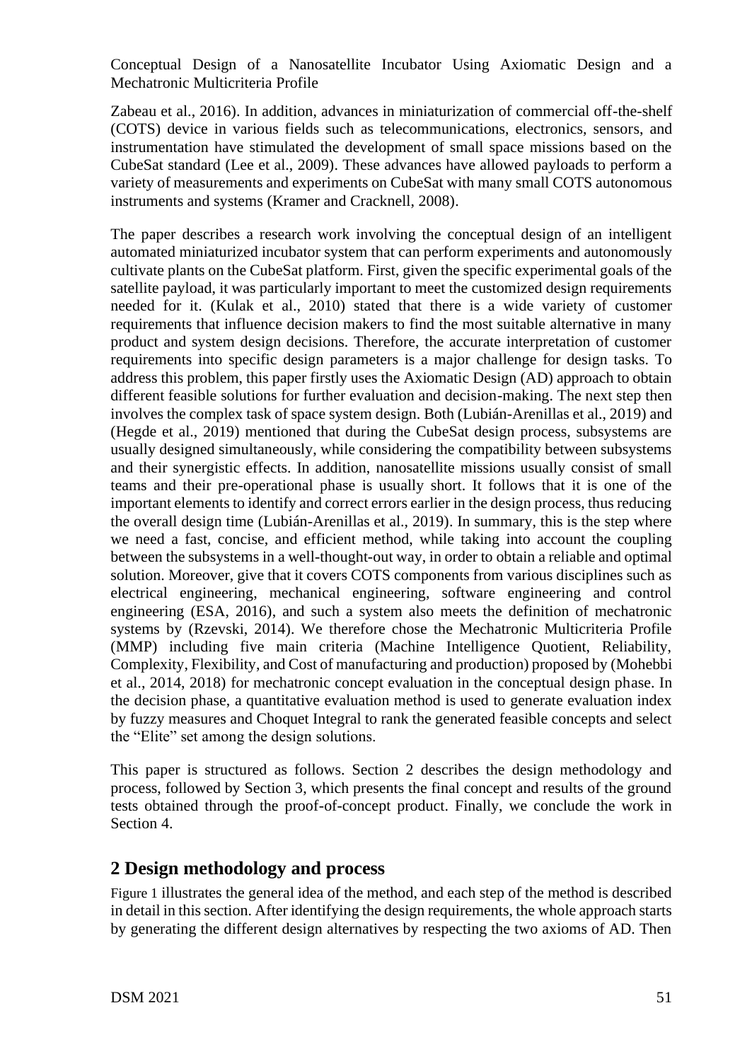Zabeau et al., 2016). In addition, advances in miniaturization of commercial off-the-shelf (COTS) device in various fields such as telecommunications, electronics, sensors, and instrumentation have stimulated the development of small space missions based on the CubeSat standard (Lee et al., 2009). These advances have allowed payloads to perform a variety of measurements and experiments on CubeSat with many small COTS autonomous instruments and systems (Kramer and Cracknell, 2008).

The paper describes a research work involving the conceptual design of an intelligent automated miniaturized incubator system that can perform experiments and autonomously cultivate plants on the CubeSat platform. First, given the specific experimental goals of the satellite payload, it was particularly important to meet the customized design requirements needed for it. (Kulak et al., 2010) stated that there is a wide variety of customer requirements that influence decision makers to find the most suitable alternative in many product and system design decisions. Therefore, the accurate interpretation of customer requirements into specific design parameters is a major challenge for design tasks. To address this problem, this paper firstly uses the Axiomatic Design (AD) approach to obtain different feasible solutions for further evaluation and decision-making. The next step then involves the complex task of space system design. Both (Lubián-Arenillas et al., 2019) and (Hegde et al., 2019) mentioned that during the CubeSat design process, subsystems are usually designed simultaneously, while considering the compatibility between subsystems and their synergistic effects. In addition, nanosatellite missions usually consist of small teams and their pre-operational phase is usually short. It follows that it is one of the important elements to identify and correct errors earlier in the design process, thus reducing the overall design time (Lubián-Arenillas et al., 2019). In summary, this is the step where we need a fast, concise, and efficient method, while taking into account the coupling between the subsystems in a well-thought-out way, in order to obtain a reliable and optimal solution. Moreover, give that it covers COTS components from various disciplines such as electrical engineering, mechanical engineering, software engineering and control engineering (ESA, 2016), and such a system also meets the definition of mechatronic systems by (Rzevski, 2014). We therefore chose the Mechatronic Multicriteria Profile (MMP) including five main criteria (Machine Intelligence Quotient, Reliability, Complexity, Flexibility, and Cost of manufacturing and production) proposed by (Mohebbi et al., 2014, 2018) for mechatronic concept evaluation in the conceptual design phase. In the decision phase, a quantitative evaluation method is used to generate evaluation index by fuzzy measures and Choquet Integral to rank the generated feasible concepts and select the "Elite" set among the design solutions.

This paper is structured as follows. Section 2 describes the design methodology and process, followed by Section 3, which presents the final concept and results of the ground tests obtained through the proof-of-concept product. Finally, we conclude the work in Section 4.

## 2 Design methodology and process

Figure 1 illustrates the general idea of the method, and each step of the method is described in detail in this section. After identifying the design requirements, the whole approach starts by generating the different design alternatives by respecting the two axioms of AD. Then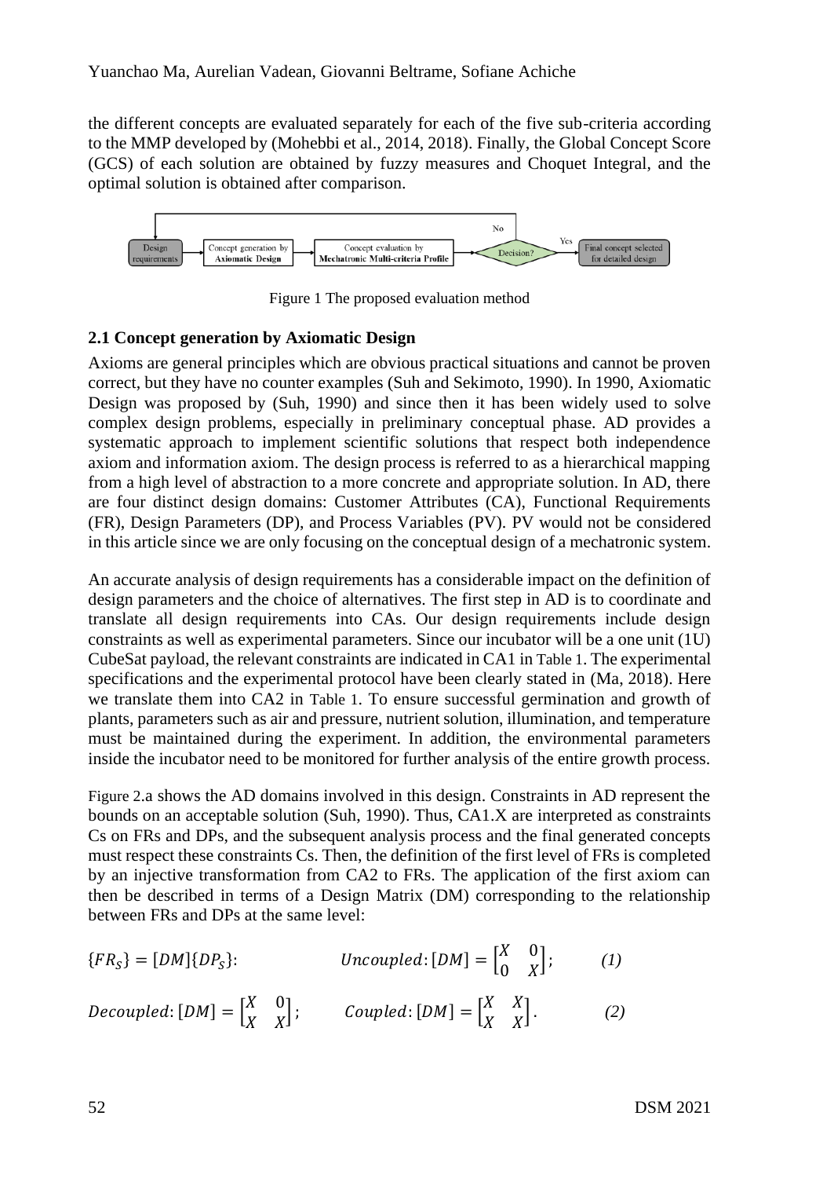the different concepts are evaluated separately for each of the five sub-criteria according to the MMP developed by (Mohebbi et al., 2014, 2018). Finally, the Global Concept Score (GCS) of each solution are obtained by fuzzy measures and Choquet Integral, and the optimal solution is obtained after comparison.

Figure 1 The proposed evaluation method

### 2.1 Concept generation by Axiomatic Design

Axioms are general principles which are obvious practical situations and cannot be proven correct, but they have no counter examples (Suh and Sekimoto, 1990). In 1990, Axiomatic Design was proposed by (Suh, 1990) and since then it has been widely used to solve complex design problems, especially in preliminary conceptual phase. AD provides a systematic approach to implement scientific solutions that respect both independence axiom and information axiom. The design process is referred to as a hierarchical mapping from a high level of abstraction to a more concrete and appropriate solution. In AD, there are four distinct design domains: Customer Attributes (CA), Functional Requirements (FR), Design Parameters (DP), and Process Variables (PV). PV would not be considered in this article since we are only focusing on the conceptual design of a mechatronic system.

An accurate analysis of design requirements has a considerable impact on the definition of design parameters and the choice of alternatives. The first step in AD is to coordinate and translate all design requirements into CAs. Our design requirements include design constraints as well as experimental parameters. Since our incubator will be a one unit (1U) CubeSat payload, the relevant constraints are indicated in CA1 in Table 1. The experimental specifications and the experimental protocol have been clearly stated in (Ma, 2018). Here we translate them into CA2 in Table 1. To ensure successful germination and growth of plants, parameters such as air and pressure, nutrient solution, illumination, and temperature must be maintained during the experiment. In addition, the environmental parameters inside the incubator need to be monitored for further analysis of the entire growth process.

Figure 2.a shows the AD domains involved in this design. Constraints in AD represent the bounds on an acceptable solution (Suh, 1990). Thus, CA1.X are interpreted as constraints Cs on FRs and DPs, and the subsequent analysis process and the final generated concepts must respect these constraints Cs. Then, the definition of the first level of FRs is completed by an injective transformation from CA2 to FRs. The application of the first axiom can then be described in terms of a Design Matrix (DM) corresponding to the relationship between FRs and DPs at the same level:

$$\{FR_S\} = [DM]\{DP_S\}: \qquad Uncoupled: [DM] = \begin{bmatrix} X & 0 \\ 0 & X \end{bmatrix}; \qquad (1)$$

$$Decoupled: [DM] = \begin{bmatrix} X & 0 \\ X & X \end{bmatrix}; \qquad Coupled: [DM] = \begin{bmatrix} X & X \\ X & X \end{bmatrix}. \qquad (2)$$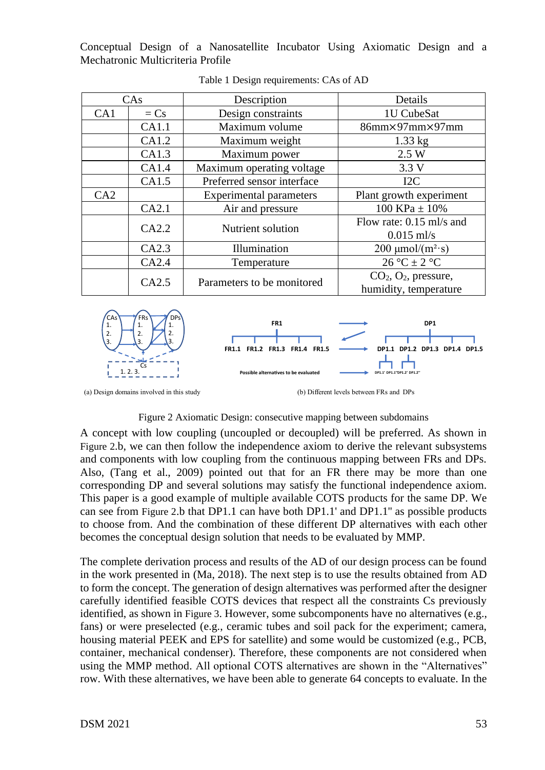Table 1 Design requirements: CAs of AD

| CAs | | Description | Details |
|---|---|---|---|
| CA1 | = Cs | Design constraints | 1U CubeSat |
| | CA1.1 | Maximum volume | 86mm×97mm×97mm |
| | CA1.2 | Maximum weight | 1.33 kg |
| | CA1.3 | Maximum power | 2.5 W |
| | CA1.4 | Maximum operating voltage | 3.3 V |
| | CA1.5 | Preferred sensor interface | I2C |
| CA2 | | Experimental parameters | Plant growth experiment |
| | CA2.1 | Air and pressure | 100 KPa ± 10% |
| | CA2.2 | Nutrient solution | Flow rate: 0.15 ml/s and 0.015 ml/s |
| | CA2.3 | Illumination | 200 μmol/(m²·s) |
| | CA2.4 | Temperature | 26 °C ± 2 °C |
| | CA2.5 | Parameters to be monitored | $CO_2$, $O_2$, pressure, humidity, temperature |

(a) Design domains involved in this study

(b) Different levels between FRs and DPs

Figure 2 Axiomatic Design: consecutive mapping between subdomains

A concept with low coupling (uncoupled or decoupled) will be preferred. As shown in Figure 2.b, we can then follow the independence axiom to derive the relevant subsystems and components with low coupling from the continuous mapping between FRs and DPs. Also, (Tang et al., 2009) pointed out that for an FR there may be more than one corresponding DP and several solutions may satisfy the functional independence axiom. This paper is a good example of multiple available COTS products for the same DP. We can see from Figure 2.b that DP1.1 can have both DP1.1' and DP1.1'' as possible products to choose from. And the combination of these different DP alternatives with each other becomes the conceptual design solution that needs to be evaluated by MMP.

The complete derivation process and results of the AD of our design process can be found in the work presented in (Ma, 2018). The next step is to use the results obtained from AD to form the concept. The generation of design alternatives was performed after the designer carefully identified feasible COTS devices that respect all the constraints Cs previously identified, as shown in Figure 3. However, some subcomponents have no alternatives (e.g., fans) or were preselected (e.g., ceramic tubes and soil pack for the experiment; camera, housing material PEEK and EPS for satellite) and some would be customized (e.g., PCB, container, mechanical condenser). Therefore, these components are not considered when using the MMP method. All optional COTS alternatives are shown in the "Alternatives" row. With these alternatives, we have been able to generate 64 concepts to evaluate. In the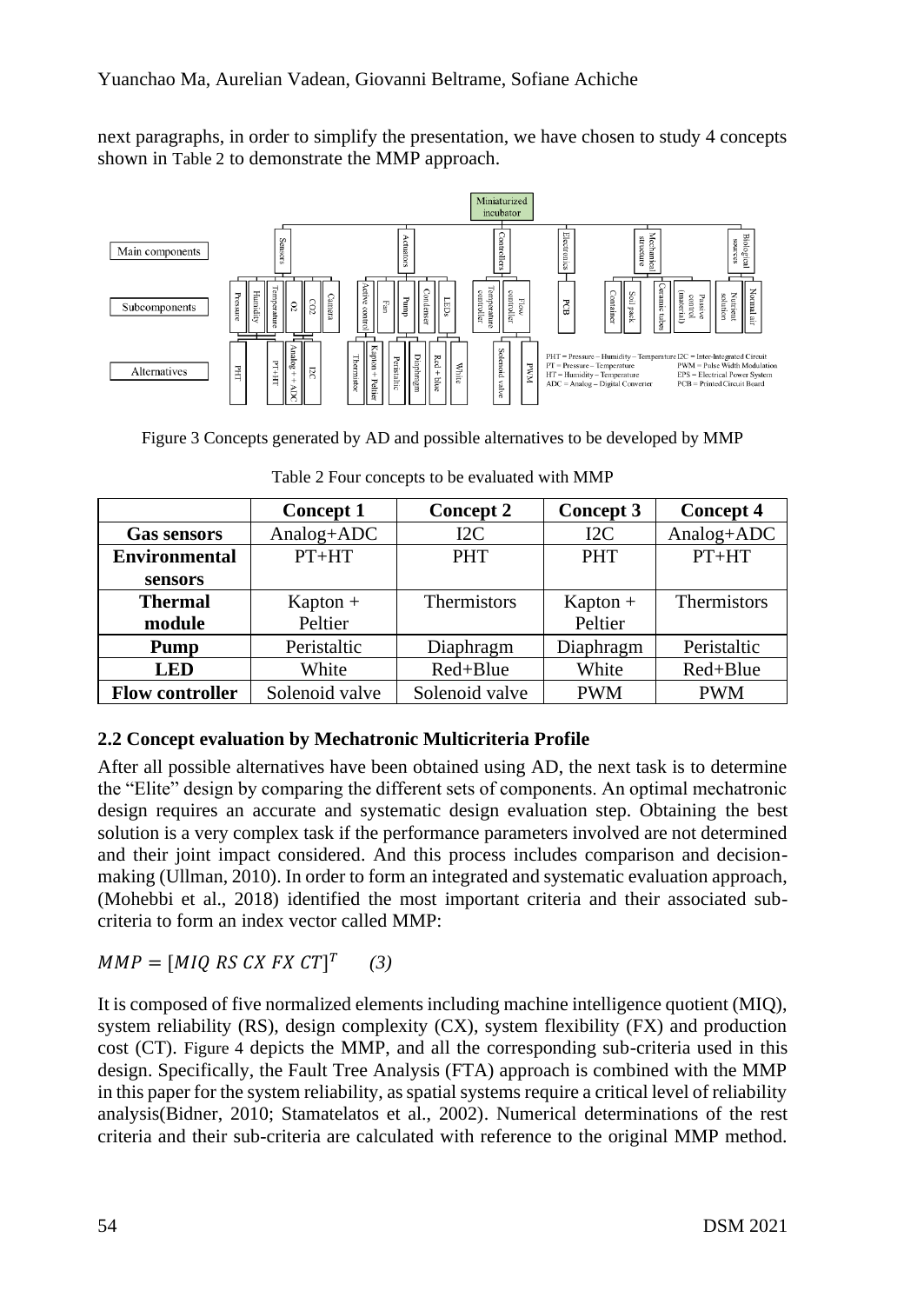next paragraphs, in order to simplify the presentation, we have chosen to study 4 concepts shown in Table 2 to demonstrate the MMP approach.

Figure 3 Concepts generated by AD and possible alternatives to be developed by MMP

Table 2 Four concepts to be evaluated with MMP

| | Concept 1 | Concept 2 | Concept 3 | Concept 4 |
|---|---|---|---|---|
| **Gas sensors** | Analog+ADC | I2C | I2C | Analog+ADC |
| **Environmental sensors** | PT+HT | PHT | PHT | PT+HT |
| **Thermal module** | Kapton + Peltier | Thermistors | Kapton + Peltier | Thermistors |
| **Pump** | Peristaltic | Diaphragm | Diaphragm | Peristaltic |
| **LED** | White | Red+Blue | White | Red+Blue |
| **Flow controller** | Solenoid valve | Solenoid valve | PWM | PWM |

### 2.2 Concept evaluation by Mechatronic Multicriteria Profile

After all possible alternatives have been obtained using AD, the next task is to determine the "Elite" design by comparing the different sets of components. An optimal mechatronic design requires an accurate and systematic design evaluation step. Obtaining the best solution is a very complex task if the performance parameters involved are not determined and their joint impact considered. And this process includes comparison and decision-making (Ullman, 2010). In order to form an integrated and systematic evaluation approach, (Mohebbi et al., 2018) identified the most important criteria and their associated sub-criteria to form an index vector called MMP:

$$MMP = [MIQ\ RS\ CX\ FX\ CT]^T \qquad (3)$$

It is composed of five normalized elements including machine intelligence quotient (MIQ), system reliability (RS), design complexity (CX), system flexibility (FX) and production cost (CT). Figure 4 depicts the MMP, and all the corresponding sub-criteria used in this design. Specifically, the Fault Tree Analysis (FTA) approach is combined with the MMP in this paper for the system reliability, as spatial systems require a critical level of reliability analysis(Bidner, 2010; Stamatelatos et al., 2002). Numerical determinations of the rest criteria and their sub-criteria are calculated with reference to the original MMP method.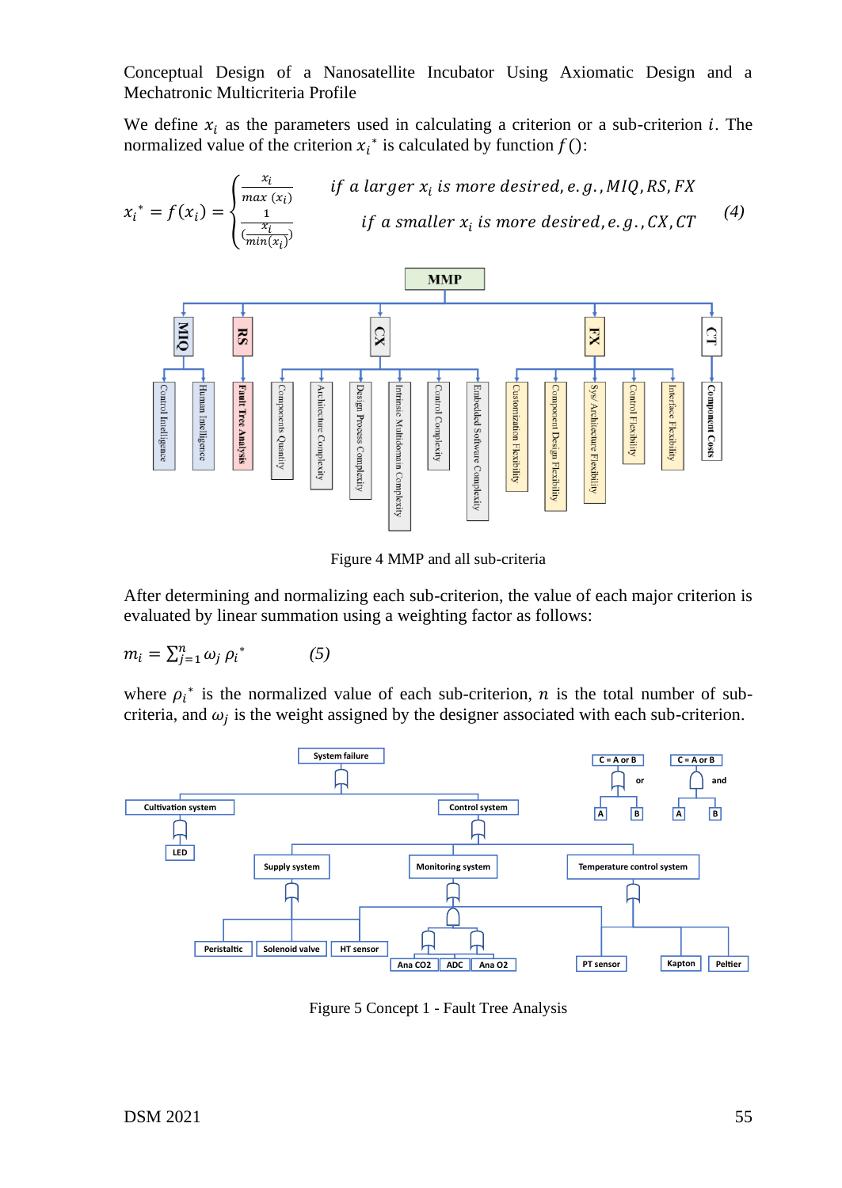We define $x_i$ as the parameters used in calculating a criterion or a sub-criterion $i$. The normalized value of the criterion $x_i^*$ is calculated by function $f()$:

$$x_i^* = f(x_i) = \begin{cases} \frac{x_i}{max\ (x_i)} & \textit{if a larger } x_i \textit{ is more desired, e.g., MIQ, RS, FX} \\ \frac{1}{(\frac{x_i}{min(x_i)})} & \textit{if a smaller } x_i \textit{ is more desired, e.g., CX, CT} \end{cases} \quad (4)$$

Figure 4 MMP and all sub-criteria

After determining and normalizing each sub-criterion, the value of each major criterion is evaluated by linear summation using a weighting factor as follows:

$$m_i = \sum_{j=1}^{n} \omega_j \, \rho_i^* \quad (5)$$

where $\rho_i^*$ is the normalized value of each sub-criterion, $n$ is the total number of sub-criteria, and $\omega_j$ is the weight assigned by the designer associated with each sub-criterion.

Figure 5 Concept 1 - Fault Tree Analysis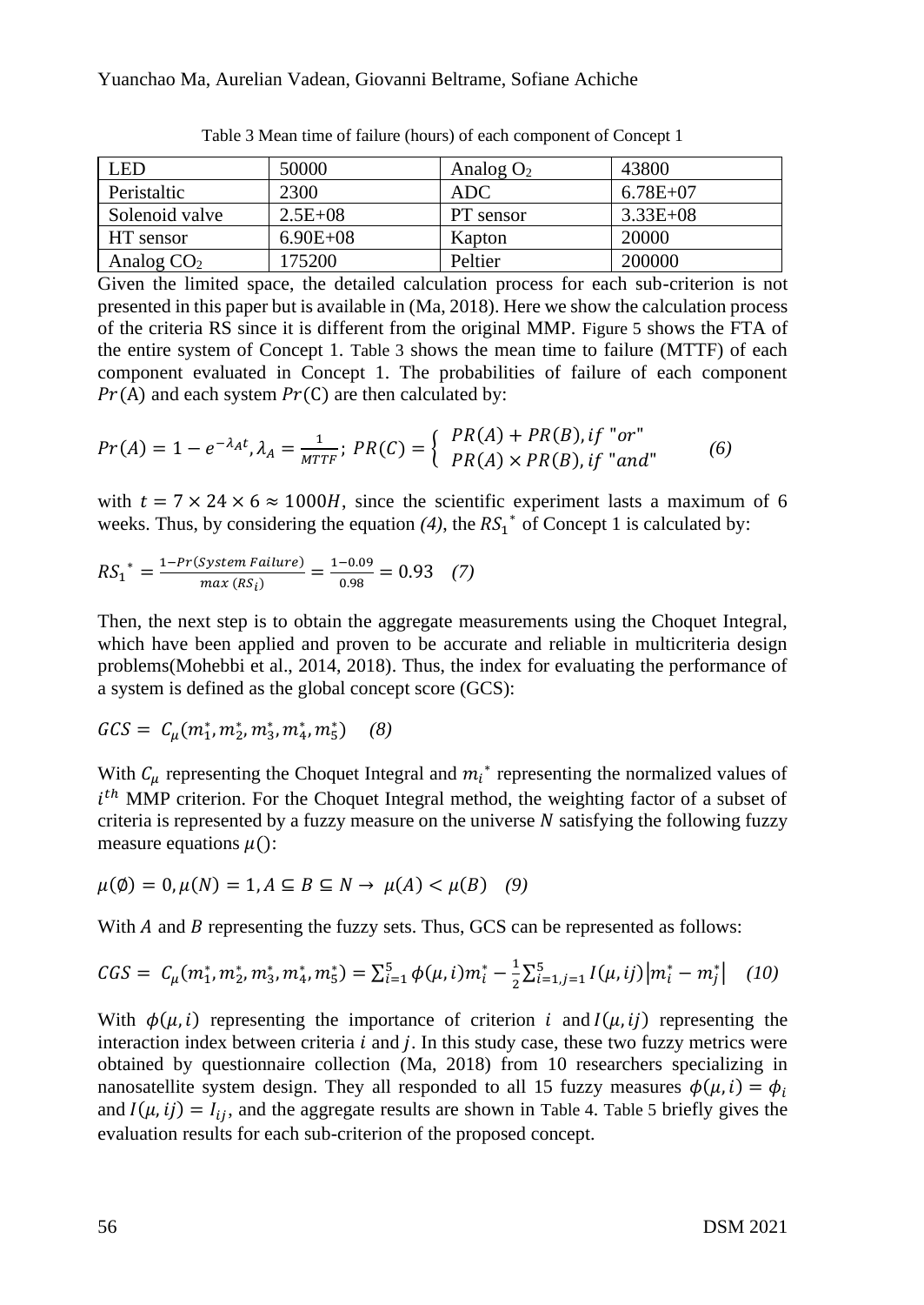Table 3 Mean time of failure (hours) of each component of Concept 1

| LED | 50000 | Analog $O_2$ | 43800 |
|---|---|---|---|
| Peristaltic | 2300 | ADC | 6.78E+07 |
| Solenoid valve | 2.5E+08 | PT sensor | 3.33E+08 |
| HT sensor | 6.90E+08 | Kapton | 20000 |
| Analog $CO_2$ | 175200 | Peltier | 200000 |

Given the limited space, the detailed calculation process for each sub-criterion is not presented in this paper but is available in (Ma, 2018). Here we show the calculation process of the criteria RS since it is different from the original MMP. Figure 5 shows the FTA of the entire system of Concept 1. Table 3 shows the mean time to failure (MTTF) of each component evaluated in Concept 1. The probabilities of failure of each component $Pr(\text{A})$ and each system $Pr(\text{C})$ are then calculated by:

$$Pr(A) = 1 - e^{-\lambda_A t}, \lambda_A = \frac{1}{MTTF};\ PR(C) = \begin{cases} PR(A) + PR(B), if\ "or" \\ PR(A) \times PR(B), if\ "and" \end{cases} \quad (6)$$

with $t = 7 \times 24 \times 6 \approx 1000H$, since the scientific experiment lasts a maximum of 6 weeks. Thus, by considering the equation *(4)*, the $RS_1^*$ of Concept 1 is calculated by:

$$RS_1^* = \frac{1 - Pr(System\ Failure)}{max\ (RS_i)} = \frac{1 - 0.09}{0.98} = 0.93 \quad (7)$$

Then, the next step is to obtain the aggregate measurements using the Choquet Integral, which have been applied and proven to be accurate and reliable in multicriteria design problems(Mohebbi et al., 2014, 2018). Thus, the index for evaluating the performance of a system is defined as the global concept score (GCS):

$$GCS = C_\mu(m_1^*, m_2^*, m_3^*, m_4^*, m_5^*) \quad (8)$$

With $C_\mu$ representing the Choquet Integral and $m_i^*$ representing the normalized values of $i^{th}$ MMP criterion. For the Choquet Integral method, the weighting factor of a subset of criteria is represented by a fuzzy measure on the universe $N$ satisfying the following fuzzy measure equations $\mu()$:

$$\mu(\emptyset) = 0, \mu(N) = 1, A \subseteq B \subseteq N \rightarrow \mu(A) < \mu(B) \quad (9)$$

With $A$ and $B$ representing the fuzzy sets. Thus, GCS can be represented as follows:

$$CGS = C_\mu(m_1^*, m_2^*, m_3^*, m_4^*, m_5^*) = \sum_{i=1}^{5} \phi(\mu, i) m_i^* - \frac{1}{2} \sum_{i=1, j=1}^{5} I(\mu, ij) \left| m_i^* - m_j^* \right| \quad (10)$$

With $\phi(\mu, i)$ representing the importance of criterion $i$ and $I(\mu, ij)$ representing the interaction index between criteria $i$ and $j$. In this study case, these two fuzzy metrics were obtained by questionnaire collection (Ma, 2018) from 10 researchers specializing in nanosatellite system design. They all responded to all 15 fuzzy measures $\phi(\mu, i) = \phi_i$ and $I(\mu, ij) = I_{ij}$, and the aggregate results are shown in Table 4. Table 5 briefly gives the evaluation results for each sub-criterion of the proposed concept.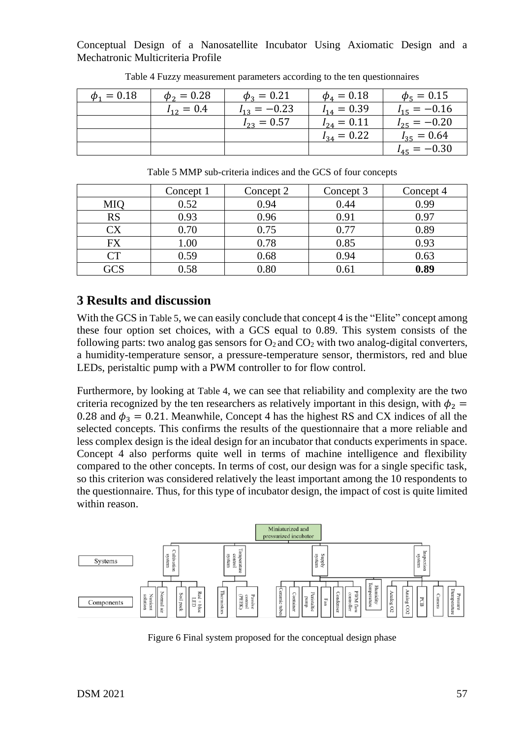Table 4 Fuzzy measurement parameters according to the ten questionnaires

| $\phi_1 = 0.18$ | $\phi_2 = 0.28$ | $\phi_3 = 0.21$ | $\phi_4 = 0.18$ | $\phi_5 = 0.15$ |
|---|---|---|---|---|
| | $I_{12} = 0.4$ | $I_{13} = -0.23$ | $I_{14} = 0.39$ | $I_{15} = -0.16$ |
| | | $I_{23} = 0.57$ | $I_{24} = 0.11$ | $I_{25} = -0.20$ |
| | | | $I_{34} = 0.22$ | $I_{35} = 0.64$ |
| | | | | $I_{45} = -0.30$ |

Table 5 MMP sub-criteria indices and the GCS of four concepts

| | Concept 1 | Concept 2 | Concept 3 | Concept 4 |
|---|---|---|---|---|
| MIQ | 0.52 | 0.94 | 0.44 | 0.99 |
| RS | 0.93 | 0.96 | 0.91 | 0.97 |
| CX | 0.70 | 0.75 | 0.77 | 0.89 |
| FX | 1.00 | 0.78 | 0.85 | 0.93 |
| CT | 0.59 | 0.68 | 0.94 | 0.63 |
| GCS | 0.58 | 0.80 | 0.61 | **0.89** |

## 3 Results and discussion

With the GCS in Table 5, we can easily conclude that concept 4 is the "Elite" concept among these four option set choices, with a GCS equal to 0.89. This system consists of the following parts: two analog gas sensors for $O_2$ and $CO_2$ with two analog-digital converters, a humidity-temperature sensor, a pressure-temperature sensor, thermistors, red and blue LEDs, peristaltic pump with a PWM controller to for flow control.

Furthermore, by looking at Table 4, we can see that reliability and complexity are the two criteria recognized by the ten researchers as relatively important in this design, with $\phi_2 = 0.28$ and $\phi_3 = 0.21$. Meanwhile, Concept 4 has the highest RS and CX indices of all the selected concepts. This confirms the results of the questionnaire that a more reliable and less complex design is the ideal design for an incubator that conducts experiments in space. Concept 4 also performs quite well in terms of machine intelligence and flexibility compared to the other concepts. In terms of cost, our design was for a single specific task, so this criterion was considered relatively the least important among the 10 respondents to the questionnaire. Thus, for this type of incubator design, the impact of cost is quite limited within reason.

Figure 6 Final system proposed for the conceptual design phase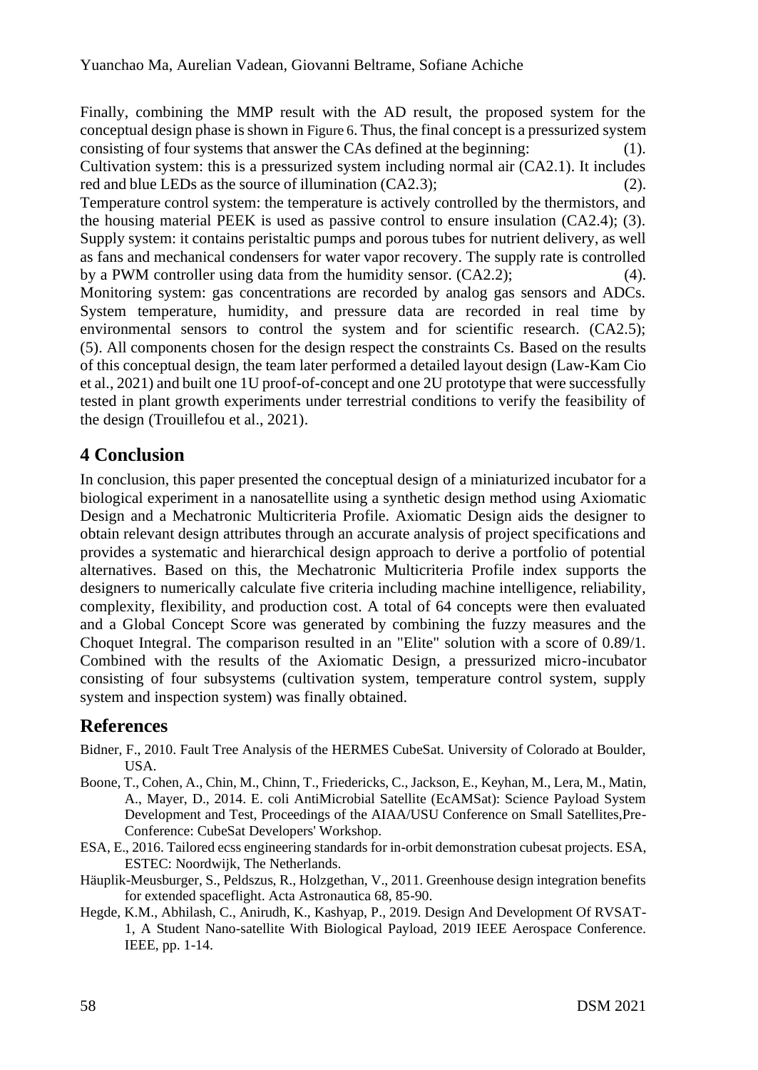Finally, combining the MMP result with the AD result, the proposed system for the conceptual design phase is shown in Figure 6. Thus, the final concept is a pressurized system consisting of four systems that answer the CAs defined at the beginning: (1). Cultivation system: this is a pressurized system including normal air (CA2.1). It includes red and blue LEDs as the source of illumination (CA2.3); (2). Temperature control system: the temperature is actively controlled by the thermistors, and the housing material PEEK is used as passive control to ensure insulation (CA2.4); (3). Supply system: it contains peristaltic pumps and porous tubes for nutrient delivery, as well as fans and mechanical condensers for water vapor recovery. The supply rate is controlled by a PWM controller using data from the humidity sensor. (CA2.2); (4). Monitoring system: gas concentrations are recorded by analog gas sensors and ADCs. System temperature, humidity, and pressure data are recorded in real time by environmental sensors to control the system and for scientific research. (CA2.5); (5). All components chosen for the design respect the constraints Cs. Based on the results of this conceptual design, the team later performed a detailed layout design (Law-Kam Cio et al., 2021) and built one 1U proof-of-concept and one 2U prototype that were successfully tested in plant growth experiments under terrestrial conditions to verify the feasibility of the design (Trouillefou et al., 2021).

## 4 Conclusion

In conclusion, this paper presented the conceptual design of a miniaturized incubator for a biological experiment in a nanosatellite using a synthetic design method using Axiomatic Design and a Mechatronic Multicriteria Profile. Axiomatic Design aids the designer to obtain relevant design attributes through an accurate analysis of project specifications and provides a systematic and hierarchical design approach to derive a portfolio of potential alternatives. Based on this, the Mechatronic Multicriteria Profile index supports the designers to numerically calculate five criteria including machine intelligence, reliability, complexity, flexibility, and production cost. A total of 64 concepts were then evaluated and a Global Concept Score was generated by combining the fuzzy measures and the Choquet Integral. The comparison resulted in an "Elite" solution with a score of 0.89/1. Combined with the results of the Axiomatic Design, a pressurized micro-incubator consisting of four subsystems (cultivation system, temperature control system, supply system and inspection system) was finally obtained.

## References

Bidner, F., 2010. Fault Tree Analysis of the HERMES CubeSat. University of Colorado at Boulder, USA.

Boone, T., Cohen, A., Chin, M., Chinn, T., Friedericks, C., Jackson, E., Keyhan, M., Lera, M., Matin, A., Mayer, D., 2014. E. coli AntiMicrobial Satellite (EcAMSat): Science Payload System Development and Test, Proceedings of the AIAA/USU Conference on Small Satellites,Pre-Conference: CubeSat Developers' Workshop.

ESA, E., 2016. Tailored ecss engineering standards for in-orbit demonstration cubesat projects. ESA, ESTEC: Noordwijk, The Netherlands.

Häuplik-Meusburger, S., Peldszus, R., Holzgethan, V., 2011. Greenhouse design integration benefits for extended spaceflight. Acta Astronautica 68, 85-90.

Hegde, K.M., Abhilash, C., Anirudh, K., Kashyap, P., 2019. Design And Development Of RVSAT-1, A Student Nano-satellite With Biological Payload, 2019 IEEE Aerospace Conference. IEEE, pp. 1-14.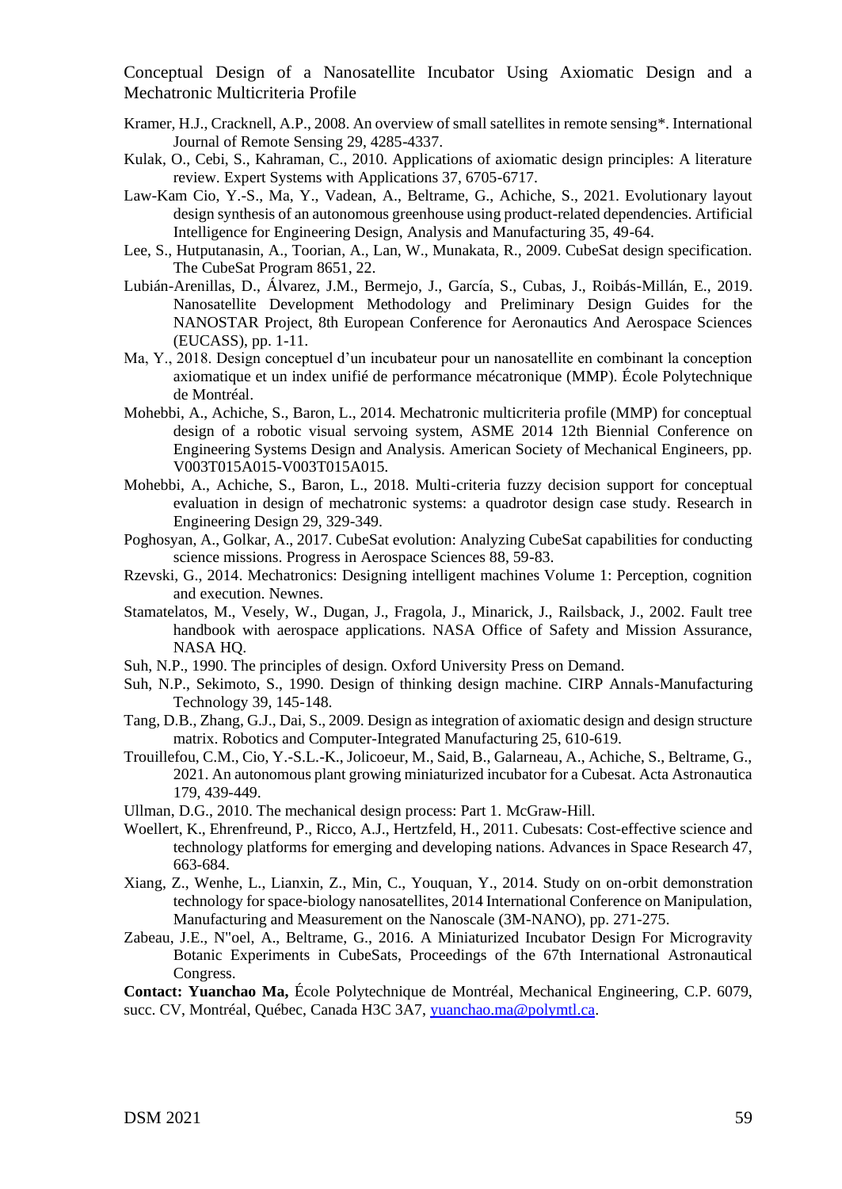Kramer, H.J., Cracknell, A.P., 2008. An overview of small satellites in remote sensing*. International Journal of Remote Sensing 29, 4285-4337.

Kulak, O., Cebi, S., Kahraman, C., 2010. Applications of axiomatic design principles: A literature review. Expert Systems with Applications 37, 6705-6717.

Law-Kam Cio, Y.-S., Ma, Y., Vadean, A., Beltrame, G., Achiche, S., 2021. Evolutionary layout design synthesis of an autonomous greenhouse using product-related dependencies. Artificial Intelligence for Engineering Design, Analysis and Manufacturing 35, 49-64.

Lee, S., Hutputanasin, A., Toorian, A., Lan, W., Munakata, R., 2009. CubeSat design specification. The CubeSat Program 8651, 22.

Lubián-Arenillas, D., Álvarez, J.M., Bermejo, J., García, S., Cubas, J., Roibás-Millán, E., 2019. Nanosatellite Development Methodology and Preliminary Design Guides for the NANOSTAR Project, 8th European Conference for Aeronautics And Aerospace Sciences (EUCASS), pp. 1-11.

Ma, Y., 2018. Design conceptuel d'un incubateur pour un nanosatellite en combinant la conception axiomatique et un index unifié de performance mécatronique (MMP). École Polytechnique de Montréal.

Mohebbi, A., Achiche, S., Baron, L., 2014. Mechatronic multicriteria profile (MMP) for conceptual design of a robotic visual servoing system, ASME 2014 12th Biennial Conference on Engineering Systems Design and Analysis. American Society of Mechanical Engineers, pp. V003T015A015-V003T015A015.

Mohebbi, A., Achiche, S., Baron, L., 2018. Multi-criteria fuzzy decision support for conceptual evaluation in design of mechatronic systems: a quadrotor design case study. Research in Engineering Design 29, 329-349.

Poghosyan, A., Golkar, A., 2017. CubeSat evolution: Analyzing CubeSat capabilities for conducting science missions. Progress in Aerospace Sciences 88, 59-83.

Rzevski, G., 2014. Mechatronics: Designing intelligent machines Volume 1: Perception, cognition and execution. Newnes.

Stamatelatos, M., Vesely, W., Dugan, J., Fragola, J., Minarick, J., Railsback, J., 2002. Fault tree handbook with aerospace applications. NASA Office of Safety and Mission Assurance, NASA HQ.

Suh, N.P., 1990. The principles of design. Oxford University Press on Demand.

Suh, N.P., Sekimoto, S., 1990. Design of thinking design machine. CIRP Annals-Manufacturing Technology 39, 145-148.

Tang, D.B., Zhang, G.J., Dai, S., 2009. Design as integration of axiomatic design and design structure matrix. Robotics and Computer-Integrated Manufacturing 25, 610-619.

Trouillefou, C.M., Cio, Y.-S.L.-K., Jolicoeur, M., Said, B., Galarneau, A., Achiche, S., Beltrame, G., 2021. An autonomous plant growing miniaturized incubator for a Cubesat. Acta Astronautica 179, 439-449.

Ullman, D.G., 2010. The mechanical design process: Part 1. McGraw-Hill.

Woellert, K., Ehrenfreund, P., Ricco, A.J., Hertzfeld, H., 2011. Cubesats: Cost-effective science and technology platforms for emerging and developing nations. Advances in Space Research 47, 663-684.

Xiang, Z., Wenhe, L., Lianxin, Z., Min, C., Youquan, Y., 2014. Study on on-orbit demonstration technology for space-biology nanosatellites, 2014 International Conference on Manipulation, Manufacturing and Measurement on the Nanoscale (3M-NANO), pp. 271-275.

Zabeau, J.E., N"oel, A., Beltrame, G., 2016. A Miniaturized Incubator Design For Microgravity Botanic Experiments in CubeSats, Proceedings of the 67th International Astronautical Congress.

**Contact: Yuanchao Ma,** École Polytechnique de Montréal, Mechanical Engineering, C.P. 6079, succ. CV, Montréal, Québec, Canada H3C 3A7, yuanchao.ma@polymtl.ca.